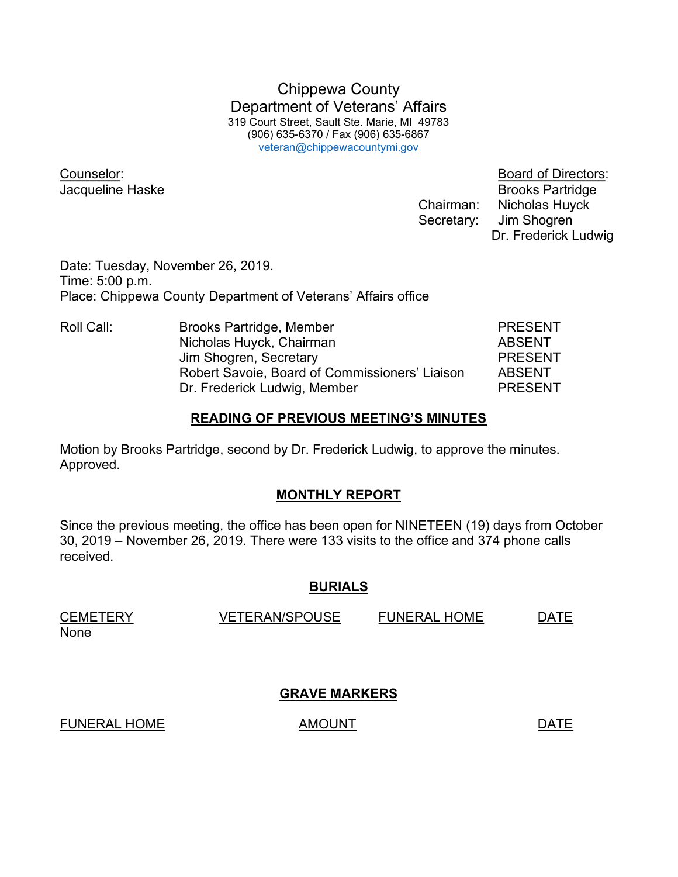# Chippewa County
## Department of Veterans' Affairs

319 Court Street, Sault Ste. Marie, MI 49783
(906) 635-6370 / Fax (906) 635-6867
veteran@chippewacountymi.gov

Counselor:
Jacqueline Haske

Board of Directors:
Brooks Partridge
Chairman: Nicholas Huyck
Secretary: Jim Shogren
Dr. Frederick Ludwig

Date: Tuesday, November 26, 2019.
Time: 5:00 p.m.
Place: Chippewa County Department of Veterans' Affairs office

| Roll Call: | | |
|---|---|---|
| | Brooks Partridge, Member | PRESENT |
| | Nicholas Huyck, Chairman | ABSENT |
| | Jim Shogren, Secretary | PRESENT |
| | Robert Savoie, Board of Commissioners' Liaison | ABSENT |
| | Dr. Frederick Ludwig, Member | PRESENT |

### READING OF PREVIOUS MEETING'S MINUTES

Motion by Brooks Partridge, second by Dr. Frederick Ludwig, to approve the minutes. Approved.

### MONTHLY REPORT

Since the previous meeting, the office has been open for NINETEEN (19) days from October 30, 2019 – November 26, 2019. There were 133 visits to the office and 374 phone calls received.

### BURIALS

| CEMETERY | VETERAN/SPOUSE | FUNERAL HOME | DATE |
|---|---|---|---|
| None | | | |

### GRAVE MARKERS

| FUNERAL HOME | AMOUNT | DATE |
|---|---|---|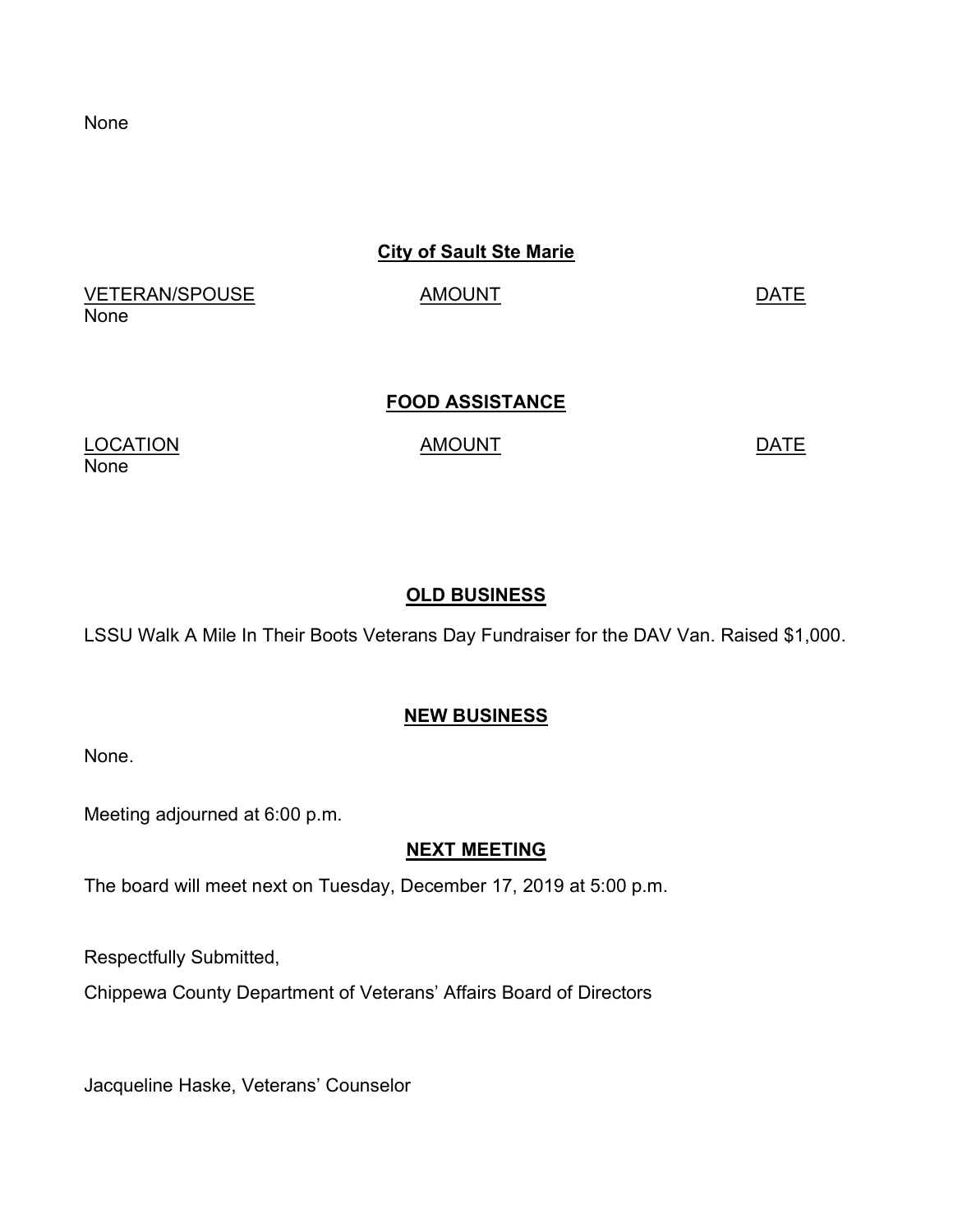None

### City of Sault Ste Marie

| VETERAN/SPOUSE | AMOUNT | DATE |
| --- | --- | --- |
| None | | |

### FOOD ASSISTANCE

| LOCATION | AMOUNT | DATE |
| --- | --- | --- |
| None | | |

### OLD BUSINESS

LSSU Walk A Mile In Their Boots Veterans Day Fundraiser for the DAV Van. Raised $1,000.

### NEW BUSINESS

None.

Meeting adjourned at 6:00 p.m.

### NEXT MEETING

The board will meet next on Tuesday, December 17, 2019 at 5:00 p.m.

Respectfully Submitted,

Chippewa County Department of Veterans' Affairs Board of Directors

Jacqueline Haske, Veterans' Counselor